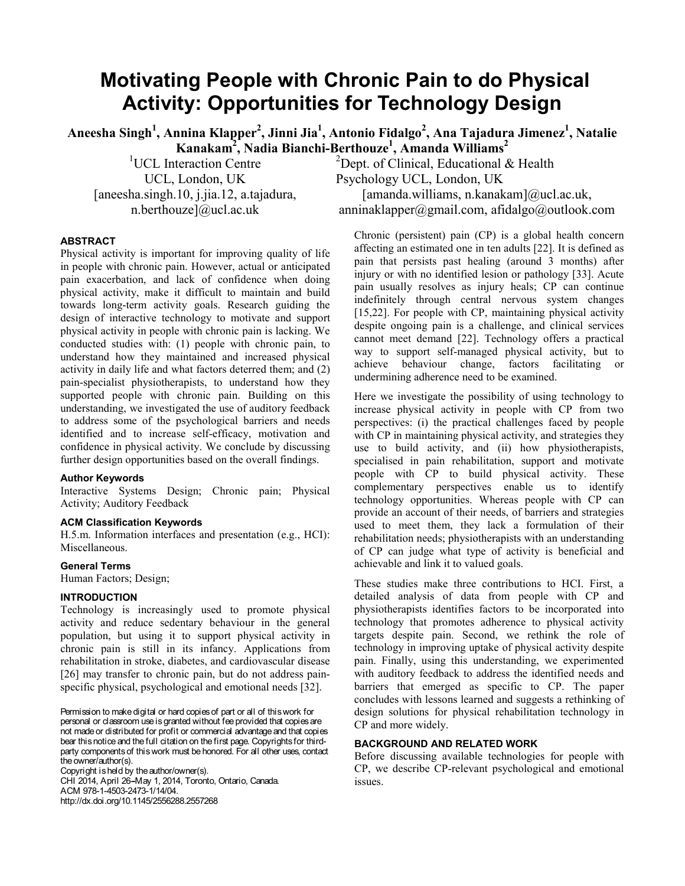# Motivating People with Chronic Pain to do Physical Activity: Opportunities for Technology Design

**Aneesha Singh[1], Annina Klapper[2], Jinni Jia[1], Antonio Fidalgo[2], Ana Tajadura Jimenez[1], Natalie Kanakam[2], Nadia Bianchi-Berthouze[1], Amanda Williams[2]**

[1]UCL Interaction Centre
UCL, London, UK
[aneesha.singh.10, j.jia.12, a.tajadura, n.berthouze]@ucl.ac.uk

[2]Dept. of Clinical, Educational & Health Psychology UCL, London, UK
[amanda.williams, n.kanakam]@ucl.ac.uk, anninaklapper@gmail.com, afidalgo@outlook.com

### ABSTRACT

Physical activity is important for improving quality of life in people with chronic pain. However, actual or anticipated pain exacerbation, and lack of confidence when doing physical activity, make it difficult to maintain and build towards long-term activity goals. Research guiding the design of interactive technology to motivate and support physical activity in people with chronic pain is lacking. We conducted studies with: (1) people with chronic pain, to understand how they maintained and increased physical activity in daily life and what factors deterred them; and (2) pain-specialist physiotherapists, to understand how they supported people with chronic pain. Building on this understanding, we investigated the use of auditory feedback to address some of the psychological barriers and needs identified and to increase self-efficacy, motivation and confidence in physical activity. We conclude by discussing further design opportunities based on the overall findings.

### Author Keywords

Interactive Systems Design; Chronic pain; Physical Activity; Auditory Feedback

### ACM Classification Keywords

H.5.m. Information interfaces and presentation (e.g., HCI): Miscellaneous.

### General Terms

Human Factors; Design;

### INTRODUCTION

Technology is increasingly used to promote physical activity and reduce sedentary behaviour in the general population, but using it to support physical activity in chronic pain is still in its infancy. Applications from rehabilitation in stroke, diabetes, and cardiovascular disease [26] may transfer to chronic pain, but do not address pain-specific physical, psychological and emotional needs [32].

Permission to make digital or hard copies of part or all of this work for personal or classroom use is granted without fee provided that copies are not made or distributed for profit or commercial advantage and that copies bear this notice and the full citation on the first page. Copyrights for third-party components of this work must be honored. For all other uses, contact the owner/author(s).
Copyright is held by the author/owner(s).
CHI 2014, April 26–May 1, 2014, Toronto, Ontario, Canada.
ACM 978-1-4503-2473-1/14/04.
http://dx.doi.org/10.1145/2556288.2557268

Chronic (persistent) pain (CP) is a global health concern affecting an estimated one in ten adults [22]. It is defined as pain that persists past healing (around 3 months) after injury or with no identified lesion or pathology [33]. Acute pain usually resolves as injury heals; CP can continue indefinitely through central nervous system changes [15,22]. For people with CP, maintaining physical activity despite ongoing pain is a challenge, and clinical services cannot meet demand [22]. Technology offers a practical way to support self-managed physical activity, but to achieve behaviour change, factors facilitating or undermining adherence need to be examined.

Here we investigate the possibility of using technology to increase physical activity in people with CP from two perspectives: (i) the practical challenges faced by people with CP in maintaining physical activity, and strategies they use to build activity, and (ii) how physiotherapists, specialised in pain rehabilitation, support and motivate people with CP to build physical activity. These complementary perspectives enable us to identify technology opportunities. Whereas people with CP can provide an account of their needs, of barriers and strategies used to meet them, they lack a formulation of their rehabilitation needs; physiotherapists with an understanding of CP can judge what type of activity is beneficial and achievable and link it to valued goals.

These studies make three contributions to HCI. First, a detailed analysis of data from people with CP and physiotherapists identifies factors to be incorporated into technology that promotes adherence to physical activity targets despite pain. Second, we rethink the role of technology in improving uptake of physical activity despite pain. Finally, using this understanding, we experimented with auditory feedback to address the identified needs and barriers that emerged as specific to CP. The paper concludes with lessons learned and suggests a rethinking of design solutions for physical rehabilitation technology in CP and more widely.

### BACKGROUND AND RELATED WORK

Before discussing available technologies for people with CP, we describe CP-relevant psychological and emotional issues.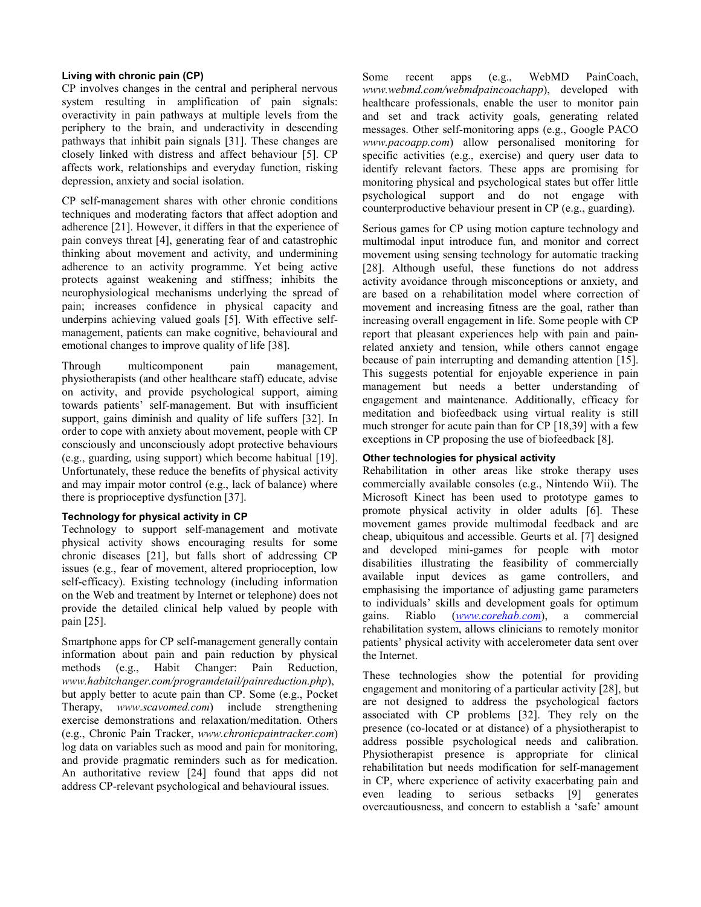### Living with chronic pain (CP)

CP involves changes in the central and peripheral nervous system resulting in amplification of pain signals: overactivity in pain pathways at multiple levels from the periphery to the brain, and underactivity in descending pathways that inhibit pain signals [31]. These changes are closely linked with distress and affect behaviour [5]. CP affects work, relationships and everyday function, risking depression, anxiety and social isolation.

CP self-management shares with other chronic conditions techniques and moderating factors that affect adoption and adherence [21]. However, it differs in that the experience of pain conveys threat [4], generating fear of and catastrophic thinking about movement and activity, and undermining adherence to an activity programme. Yet being active protects against weakening and stiffness; inhibits the neurophysiological mechanisms underlying the spread of pain; increases confidence in physical capacity and underpins achieving valued goals [5]. With effective self-management, patients can make cognitive, behavioural and emotional changes to improve quality of life [38].

Through multicomponent pain management, physiotherapists (and other healthcare staff) educate, advise on activity, and provide psychological support, aiming towards patients' self-management. But with insufficient support, gains diminish and quality of life suffers [32]. In order to cope with anxiety about movement, people with CP consciously and unconsciously adopt protective behaviours (e.g., guarding, using support) which become habitual [19]. Unfortunately, these reduce the benefits of physical activity and may impair motor control (e.g., lack of balance) where there is proprioceptive dysfunction [37].

### Technology for physical activity in CP

Technology to support self-management and motivate physical activity shows encouraging results for some chronic diseases [21], but falls short of addressing CP issues (e.g., fear of movement, altered proprioception, low self-efficacy). Existing technology (including information on the Web and treatment by Internet or telephone) does not provide the detailed clinical help valued by people with pain [25].

Smartphone apps for CP self-management generally contain information about pain and pain reduction by physical methods (e.g., Habit Changer: Pain Reduction, *www.habitchanger.com/programdetail/painreduction.php*), but apply better to acute pain than CP. Some (e.g., Pocket Therapy, *www.scavomed.com*) include strengthening exercise demonstrations and relaxation/meditation. Others (e.g., Chronic Pain Tracker, *www.chronicpaintracker.com*) log data on variables such as mood and pain for monitoring, and provide pragmatic reminders such as for medication. An authoritative review [24] found that apps did not address CP-relevant psychological and behavioural issues.

Some recent apps (e.g., WebMD PainCoach, *www.webmd.com/webmdpaincoachapp*), developed with healthcare professionals, enable the user to monitor pain and set and track activity goals, generating related messages. Other self-monitoring apps (e.g., Google PACO *www.pacoapp.com*) allow personalised monitoring for specific activities (e.g., exercise) and query user data to identify relevant factors. These apps are promising for monitoring physical and psychological states but offer little psychological support and do not engage with counterproductive behaviour present in CP (e.g., guarding).

Serious games for CP using motion capture technology and multimodal input introduce fun, and monitor and correct movement using sensing technology for automatic tracking [28]. Although useful, these functions do not address activity avoidance through misconceptions or anxiety, and are based on a rehabilitation model where correction of movement and increasing fitness are the goal, rather than increasing overall engagement in life. Some people with CP report that pleasant experiences help with pain and pain-related anxiety and tension, while others cannot engage because of pain interrupting and demanding attention [15]. This suggests potential for enjoyable experience in pain management but needs a better understanding of engagement and maintenance. Additionally, efficacy for meditation and biofeedback using virtual reality is still much stronger for acute pain than for CP [18,39] with a few exceptions in CP proposing the use of biofeedback [8].

### Other technologies for physical activity

Rehabilitation in other areas like stroke therapy uses commercially available consoles (e.g., Nintendo Wii). The Microsoft Kinect has been used to prototype games to promote physical activity in older adults [6]. These movement games provide multimodal feedback and are cheap, ubiquitous and accessible. Geurts et al. [7] designed and developed mini-games for people with motor disabilities illustrating the feasibility of commercially available input devices as game controllers, and emphasising the importance of adjusting game parameters to individuals' skills and development goals for optimum gains. Riablo (*www.corehab.com*), a commercial rehabilitation system, allows clinicians to remotely monitor patients' physical activity with accelerometer data sent over the Internet.

These technologies show the potential for providing engagement and monitoring of a particular activity [28], but are not designed to address the psychological factors associated with CP problems [32]. They rely on the presence (co-located or at distance) of a physiotherapist to address possible psychological needs and calibration. Physiotherapist presence is appropriate for clinical rehabilitation but needs modification for self-management in CP, where experience of activity exacerbating pain and even leading to serious setbacks [9] generates overcautiousness, and concern to establish a 'safe' amount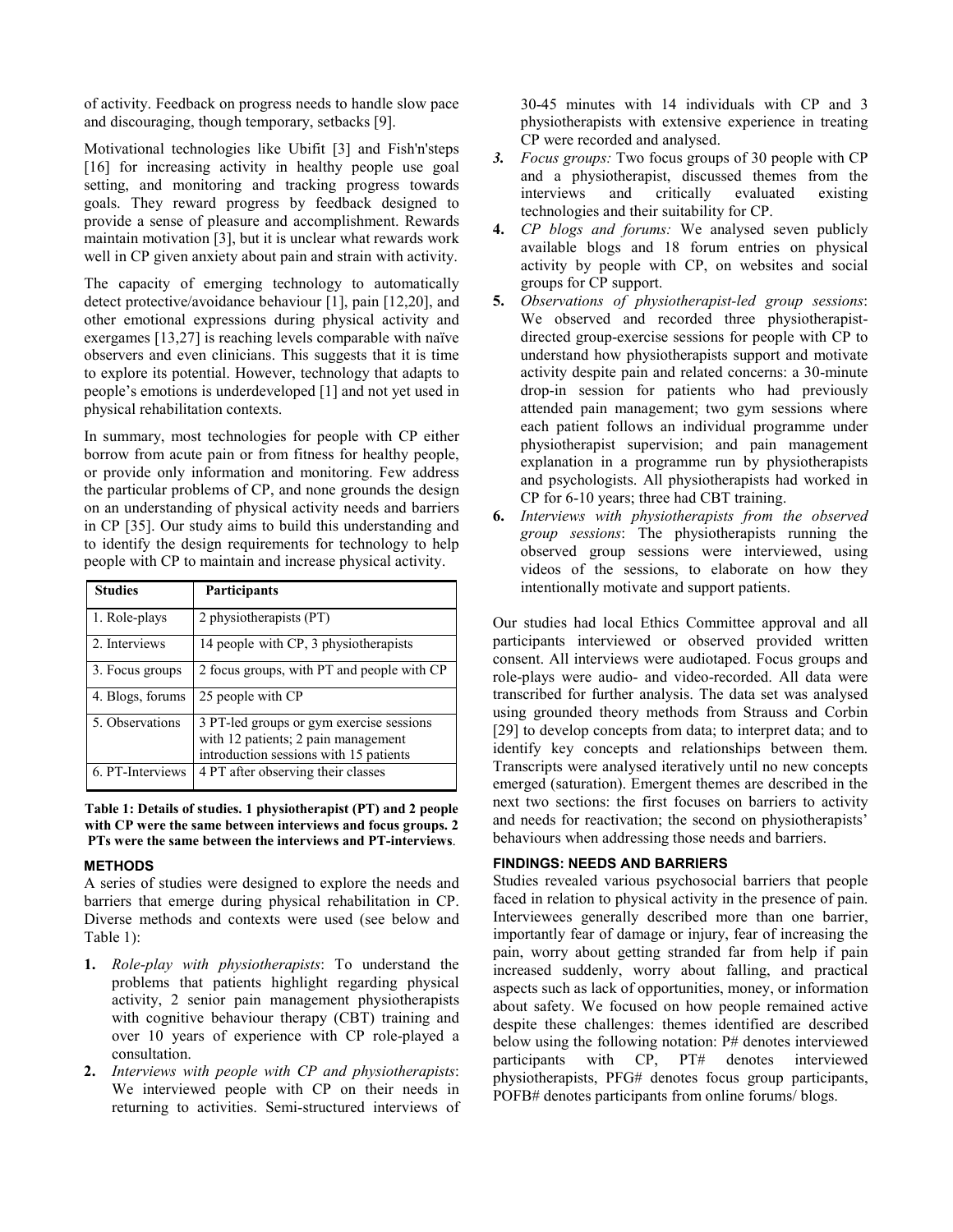of activity. Feedback on progress needs to handle slow pace and discouraging, though temporary, setbacks [9].

Motivational technologies like Ubifit [3] and Fish'n'steps [16] for increasing activity in healthy people use goal setting, and monitoring and tracking progress towards goals. They reward progress by feedback designed to provide a sense of pleasure and accomplishment. Rewards maintain motivation [3], but it is unclear what rewards work well in CP given anxiety about pain and strain with activity.

The capacity of emerging technology to automatically detect protective/avoidance behaviour [1], pain [12,20], and other emotional expressions during physical activity and exergames [13,27] is reaching levels comparable with naïve observers and even clinicians. This suggests that it is time to explore its potential. However, technology that adapts to people's emotions is underdeveloped [1] and not yet used in physical rehabilitation contexts.

In summary, most technologies for people with CP either borrow from acute pain or from fitness for healthy people, or provide only information and monitoring. Few address the particular problems of CP, and none grounds the design on an understanding of physical activity needs and barriers in CP [35]. Our study aims to build this understanding and to identify the design requirements for technology to help people with CP to maintain and increase physical activity.

| Studies | Participants |
|---|---|
| 1. Role-plays | 2 physiotherapists (PT) |
| 2. Interviews | 14 people with CP, 3 physiotherapists |
| 3. Focus groups | 2 focus groups, with PT and people with CP |
| 4. Blogs, forums | 25 people with CP |
| 5. Observations | 3 PT-led groups or gym exercise sessions with 12 patients; 2 pain management introduction sessions with 15 patients |
| 6. PT-Interviews | 4 PT after observing their classes |

**Table 1: Details of studies. 1 physiotherapist (PT) and 2 people with CP were the same between interviews and focus groups. 2 PTs were the same between the interviews and PT-interviews**.

## METHODS

A series of studies were designed to explore the needs and barriers that emerge during physical rehabilitation in CP. Diverse methods and contexts were used (see below and Table 1):

1. *Role-play with physiotherapists*: To understand the problems that patients highlight regarding physical activity, 2 senior pain management physiotherapists with cognitive behaviour therapy (CBT) training and over 10 years of experience with CP role-played a consultation.
2. *Interviews with people with CP and physiotherapists*: We interviewed people with CP on their needs in returning to activities. Semi-structured interviews of 30-45 minutes with 14 individuals with CP and 3 physiotherapists with extensive experience in treating CP were recorded and analysed.
3. *Focus groups:* Two focus groups of 30 people with CP and a physiotherapist, discussed themes from the interviews and critically evaluated existing technologies and their suitability for CP.
4. *CP blogs and forums:* We analysed seven publicly available blogs and 18 forum entries on physical activity by people with CP, on websites and social groups for CP support.
5. *Observations of physiotherapist-led group sessions*: We observed and recorded three physiotherapist-directed group-exercise sessions for people with CP to understand how physiotherapists support and motivate activity despite pain and related concerns: a 30-minute drop-in session for patients who had previously attended pain management; two gym sessions where each patient follows an individual programme under physiotherapist supervision; and pain management explanation in a programme run by physiotherapists and psychologists. All physiotherapists had worked in CP for 6-10 years; three had CBT training.
6. *Interviews with physiotherapists from the observed group sessions*: The physiotherapists running the observed group sessions were interviewed, using videos of the sessions, to elaborate on how they intentionally motivate and support patients.

Our studies had local Ethics Committee approval and all participants interviewed or observed provided written consent. All interviews were audiotaped. Focus groups and role-plays were audio- and video-recorded. All data were transcribed for further analysis. The data set was analysed using grounded theory methods from Strauss and Corbin [29] to develop concepts from data; to interpret data; and to identify key concepts and relationships between them. Transcripts were analysed iteratively until no new concepts emerged (saturation). Emergent themes are described in the next two sections: the first focuses on barriers to activity and needs for reactivation; the second on physiotherapists' behaviours when addressing those needs and barriers.

## FINDINGS: NEEDS AND BARRIERS

Studies revealed various psychosocial barriers that people faced in relation to physical activity in the presence of pain. Interviewees generally described more than one barrier, importantly fear of damage or injury, fear of increasing the pain, worry about getting stranded far from help if pain increased suddenly, worry about falling, and practical aspects such as lack of opportunities, money, or information about safety. We focused on how people remained active despite these challenges: themes identified are described below using the following notation: P# denotes interviewed participants with CP, PT# denotes interviewed physiotherapists, PFG# denotes focus group participants, POFB# denotes participants from online forums/ blogs.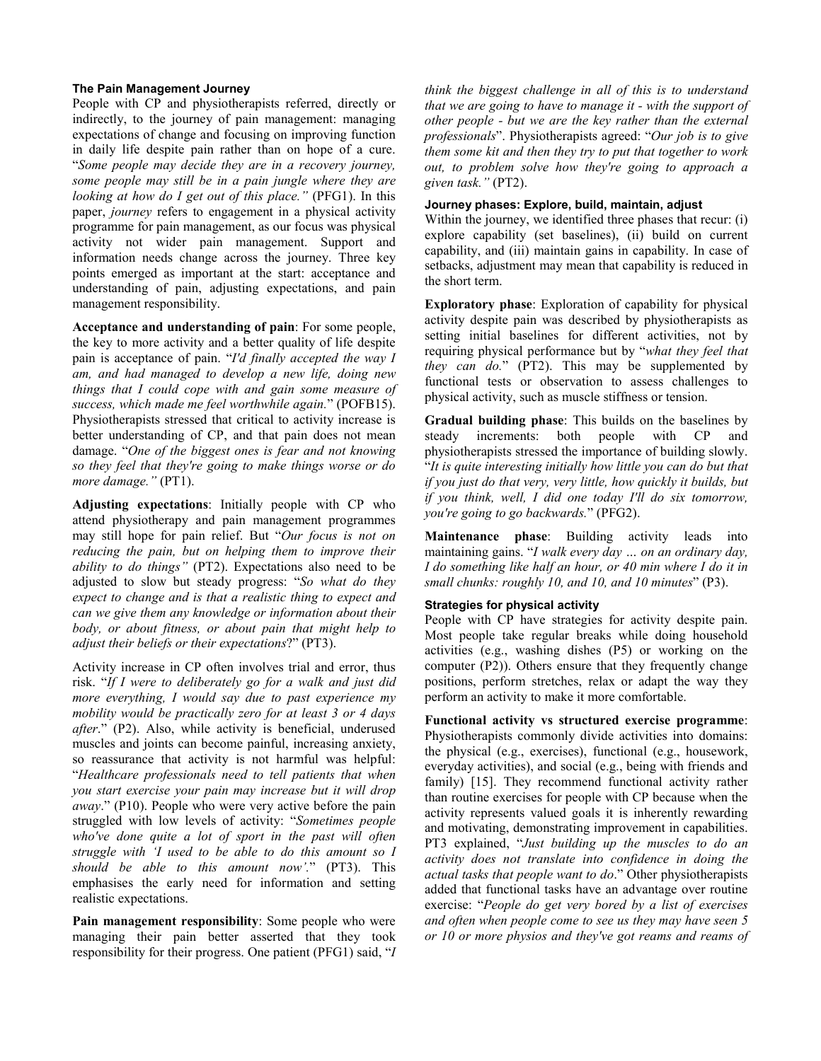### The Pain Management Journey

People with CP and physiotherapists referred, directly or indirectly, to the journey of pain management: managing expectations of change and focusing on improving function in daily life despite pain rather than on hope of a cure. "*Some people may decide they are in a recovery journey, some people may still be in a pain jungle where they are looking at how do I get out of this place.*" (PFG1). In this paper, *journey* refers to engagement in a physical activity programme for pain management, as our focus was physical activity not wider pain management. Support and information needs change across the journey. Three key points emerged as important at the start: acceptance and understanding of pain, adjusting expectations, and pain management responsibility.

**Acceptance and understanding of pain**: For some people, the key to more activity and a better quality of life despite pain is acceptance of pain. "*I'd finally accepted the way I am, and had managed to develop a new life, doing new things that I could cope with and gain some measure of success, which made me feel worthwhile again.*" (POFB15). Physiotherapists stressed that critical to activity increase is better understanding of CP, and that pain does not mean damage. "*One of the biggest ones is fear and not knowing so they feel that they're going to make things worse or do more damage.*" (PT1).

**Adjusting expectations**: Initially people with CP who attend physiotherapy and pain management programmes may still hope for pain relief. But "*Our focus is not on reducing the pain, but on helping them to improve their ability to do things*" (PT2). Expectations also need to be adjusted to slow but steady progress: "*So what do they expect to change and is that a realistic thing to expect and can we give them any knowledge or information about their body, or about fitness, or about pain that might help to adjust their beliefs or their expectations*?" (PT3).

Activity increase in CP often involves trial and error, thus risk. "*If I were to deliberately go for a walk and just did more everything, I would say due to past experience my mobility would be practically zero for at least 3 or 4 days after*." (P2). Also, while activity is beneficial, underused muscles and joints can become painful, increasing anxiety, so reassurance that activity is not harmful was helpful: "*Healthcare professionals need to tell patients that when you start exercise your pain may increase but it will drop away*." (P10). People who were very active before the pain struggled with low levels of activity: "*Sometimes people who've done quite a lot of sport in the past will often struggle with 'I used to be able to do this amount so I should be able to this amount now'.*" (PT3). This emphasises the early need for information and setting realistic expectations.

**Pain management responsibility**: Some people who were managing their pain better asserted that they took responsibility for their progress. One patient (PFG1) said, "*I think the biggest challenge in all of this is to understand that we are going to have to manage it - with the support of other people - but we are the key rather than the external professionals*". Physiotherapists agreed: "*Our job is to give them some kit and then they try to put that together to work out, to problem solve how they're going to approach a given task.*" (PT2).

#### Journey phases: Explore, build, maintain, adjust

Within the journey, we identified three phases that recur: (i) explore capability (set baselines), (ii) build on current capability, and (iii) maintain gains in capability. In case of setbacks, adjustment may mean that capability is reduced in the short term.

**Exploratory phase**: Exploration of capability for physical activity despite pain was described by physiotherapists as setting initial baselines for different activities, not by requiring physical performance but by "*what they feel that they can do.*" (PT2). This may be supplemented by functional tests or observation to assess challenges to physical activity, such as muscle stiffness or tension.

**Gradual building phase**: This builds on the baselines by steady increments: both people with CP and physiotherapists stressed the importance of building slowly. "*It is quite interesting initially how little you can do but that if you just do that very, very little, how quickly it builds, but if you think, well, I did one today I'll do six tomorrow, you're going to go backwards.*" (PFG2).

**Maintenance phase**: Building activity leads into maintaining gains. "*I walk every day … on an ordinary day, I do something like half an hour, or 40 min where I do it in small chunks: roughly 10, and 10, and 10 minutes*" (P3).

### Strategies for physical activity

People with CP have strategies for activity despite pain. Most people take regular breaks while doing household activities (e.g., washing dishes (P5) or working on the computer (P2)). Others ensure that they frequently change positions, perform stretches, relax or adapt the way they perform an activity to make it more comfortable.

**Functional activity vs structured exercise programme**: Physiotherapists commonly divide activities into domains: the physical (e.g., exercises), functional (e.g., housework, everyday activities), and social (e.g., being with friends and family) [15]. They recommend functional activity rather than routine exercises for people with CP because when the activity represents valued goals it is inherently rewarding and motivating, demonstrating improvement in capabilities. PT3 explained, "*Just building up the muscles to do an activity does not translate into confidence in doing the actual tasks that people want to do*." Other physiotherapists added that functional tasks have an advantage over routine exercise: "*People do get very bored by a list of exercises and often when people come to see us they may have seen 5 or 10 or more physios and they've got reams and reams of*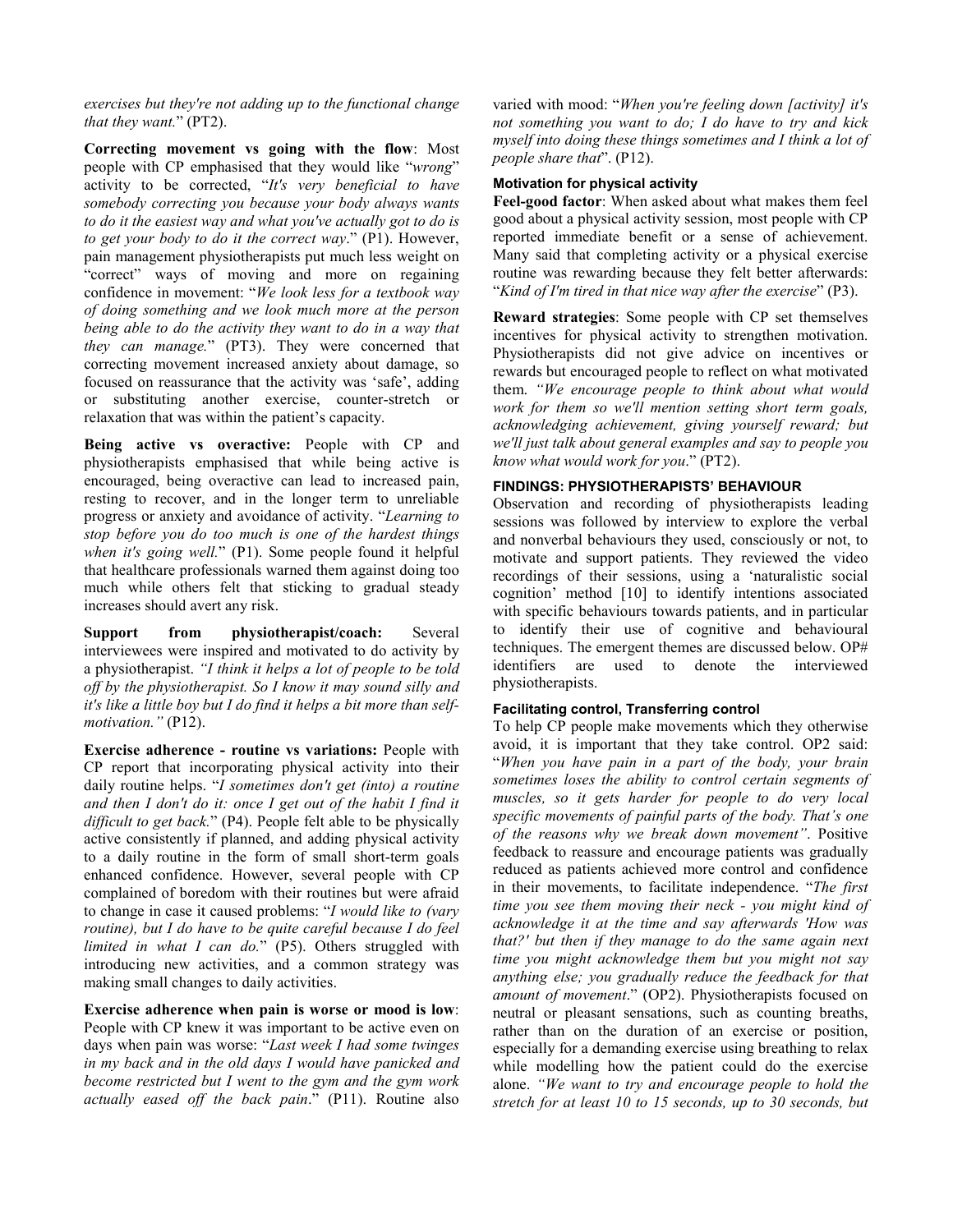*exercises but they're not adding up to the functional change that they want.*" (PT2).

**Correcting movement vs going with the flow**: Most people with CP emphasised that they would like "*wrong*" activity to be corrected, "*It's very beneficial to have somebody correcting you because your body always wants to do it the easiest way and what you've actually got to do is to get your body to do it the correct way*." (P1). However, pain management physiotherapists put much less weight on "correct" ways of moving and more on regaining confidence in movement: "*We look less for a textbook way of doing something and we look much more at the person being able to do the activity they want to do in a way that they can manage.*" (PT3). They were concerned that correcting movement increased anxiety about damage, so focused on reassurance that the activity was 'safe', adding or substituting another exercise, counter-stretch or relaxation that was within the patient's capacity.

**Being active vs overactive:** People with CP and physiotherapists emphasised that while being active is encouraged, being overactive can lead to increased pain, resting to recover, and in the longer term to unreliable progress or anxiety and avoidance of activity. "*Learning to stop before you do too much is one of the hardest things when it's going well.*" (P1). Some people found it helpful that healthcare professionals warned them against doing too much while others felt that sticking to gradual steady increases should avert any risk.

**Support from physiotherapist/coach:** Several interviewees were inspired and motivated to do activity by a physiotherapist. *"I think it helps a lot of people to be told off by the physiotherapist. So I know it may sound silly and it's like a little boy but I do find it helps a bit more than self-motivation."* (P12).

**Exercise adherence - routine vs variations:** People with CP report that incorporating physical activity into their daily routine helps. "*I sometimes don't get (into) a routine and then I don't do it: once I get out of the habit I find it difficult to get back.*" (P4). People felt able to be physically active consistently if planned, and adding physical activity to a daily routine in the form of small short-term goals enhanced confidence. However, several people with CP complained of boredom with their routines but were afraid to change in case it caused problems: "*I would like to (vary routine), but I do have to be quite careful because I do feel limited in what I can do.*" (P5). Others struggled with introducing new activities, and a common strategy was making small changes to daily activities.

**Exercise adherence when pain is worse or mood is low**: People with CP knew it was important to be active even on days when pain was worse: "*Last week I had some twinges in my back and in the old days I would have panicked and become restricted but I went to the gym and the gym work actually eased off the back pain*." (P11). Routine also varied with mood: "*When you're feeling down [activity] it's not something you want to do; I do have to try and kick myself into doing these things sometimes and I think a lot of people share that*". (P12).

### Motivation for physical activity

**Feel-good factor**: When asked about what makes them feel good about a physical activity session, most people with CP reported immediate benefit or a sense of achievement. Many said that completing activity or a physical exercise routine was rewarding because they felt better afterwards: "*Kind of I'm tired in that nice way after the exercise*" (P3).

**Reward strategies**: Some people with CP set themselves incentives for physical activity to strengthen motivation. Physiotherapists did not give advice on incentives or rewards but encouraged people to reflect on what motivated them. *"We encourage people to think about what would work for them so we'll mention setting short term goals, acknowledging achievement, giving yourself reward; but we'll just talk about general examples and say to people you know what would work for you*." (PT2).

## FINDINGS: PHYSIOTHERAPISTS' BEHAVIOUR

Observation and recording of physiotherapists leading sessions was followed by interview to explore the verbal and nonverbal behaviours they used, consciously or not, to motivate and support patients. They reviewed the video recordings of their sessions, using a 'naturalistic social cognition' method [10] to identify intentions associated with specific behaviours towards patients, and in particular to identify their use of cognitive and behavioural techniques. The emergent themes are discussed below. OP# identifiers are used to denote the interviewed physiotherapists.

### Facilitating control, Transferring control

To help CP people make movements which they otherwise avoid, it is important that they take control. OP2 said: "*When you have pain in a part of the body, your brain sometimes loses the ability to control certain segments of muscles, so it gets harder for people to do very local specific movements of painful parts of the body. That's one of the reasons why we break down movement"*. Positive feedback to reassure and encourage patients was gradually reduced as patients achieved more control and confidence in their movements, to facilitate independence. "*The first time you see them moving their neck - you might kind of acknowledge it at the time and say afterwards 'How was that?' but then if they manage to do the same again next time you might acknowledge them but you might not say anything else; you gradually reduce the feedback for that amount of movement*." (OP2). Physiotherapists focused on neutral or pleasant sensations, such as counting breaths, rather than on the duration of an exercise or position, especially for a demanding exercise using breathing to relax while modelling how the patient could do the exercise alone. *"We want to try and encourage people to hold the stretch for at least 10 to 15 seconds, up to 30 seconds, but*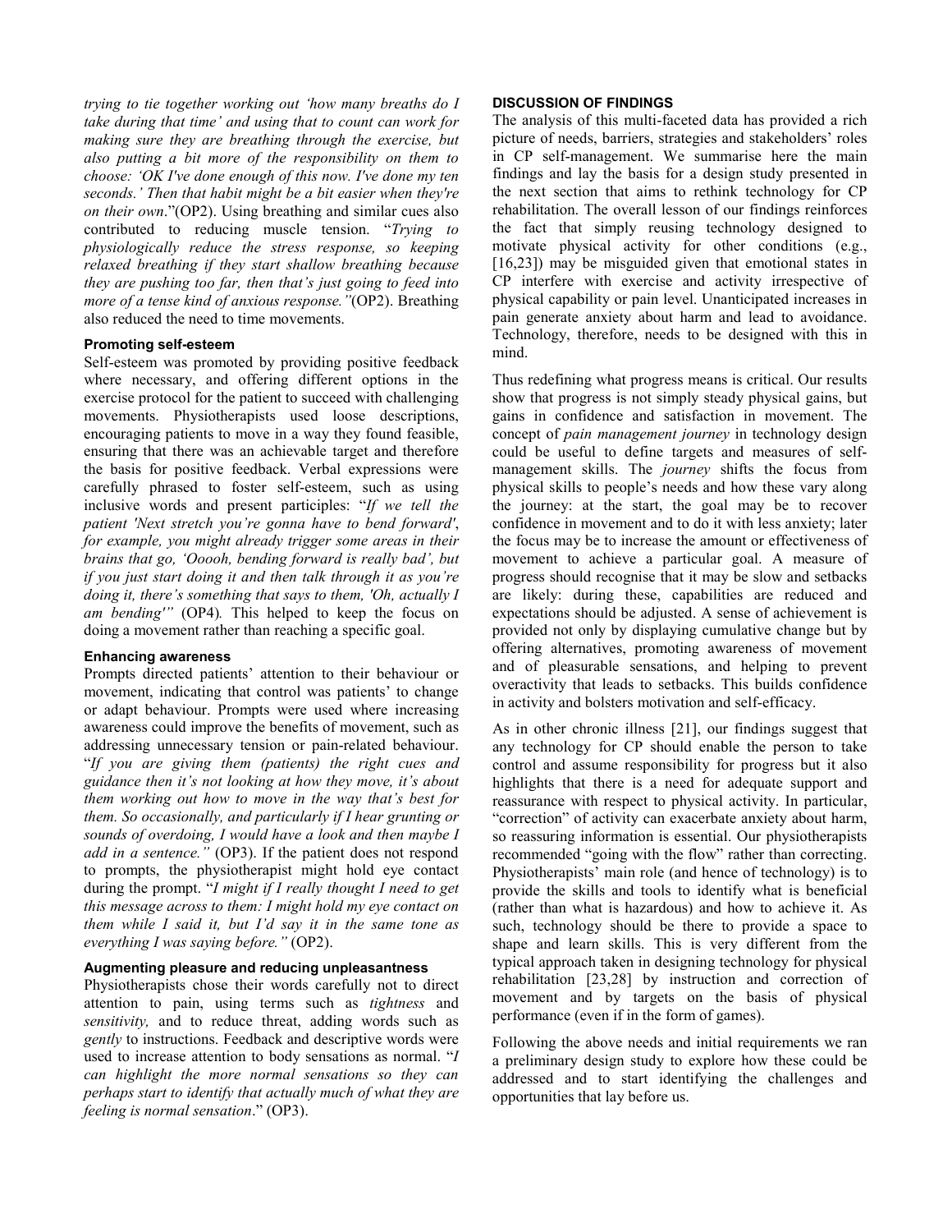*trying to tie together working out 'how many breaths do I take during that time' and using that to count can work for making sure they are breathing through the exercise, but also putting a bit more of the responsibility on them to choose: 'OK I've done enough of this now. I've done my ten seconds.' Then that habit might be a bit easier when they're on their own*."(OP2). Using breathing and similar cues also contributed to reducing muscle tension. "*Trying to physiologically reduce the stress response, so keeping relaxed breathing if they start shallow breathing because they are pushing too far, then that's just going to feed into more of a tense kind of anxious response."*(OP2). Breathing also reduced the need to time movements.

#### Promoting self-esteem

Self-esteem was promoted by providing positive feedback where necessary, and offering different options in the exercise protocol for the patient to succeed with challenging movements. Physiotherapists used loose descriptions, encouraging patients to move in a way they found feasible, ensuring that there was an achievable target and therefore the basis for positive feedback. Verbal expressions were carefully phrased to foster self-esteem, such as using inclusive words and present participles: "*If we tell the patient 'Next stretch you're gonna have to bend forward', for example, you might already trigger some areas in their brains that go, 'Ooooh, bending forward is really bad', but if you just start doing it and then talk through it as you're doing it, there's something that says to them, 'Oh, actually I am bending'"* (OP4)*.* This helped to keep the focus on doing a movement rather than reaching a specific goal.

#### Enhancing awareness

Prompts directed patients' attention to their behaviour or movement, indicating that control was patients' to change or adapt behaviour. Prompts were used where increasing awareness could improve the benefits of movement, such as addressing unnecessary tension or pain-related behaviour. "*If you are giving them (patients) the right cues and guidance then it's not looking at how they move, it's about them working out how to move in the way that's best for them. So occasionally, and particularly if I hear grunting or sounds of overdoing, I would have a look and then maybe I add in a sentence."* (OP3). If the patient does not respond to prompts, the physiotherapist might hold eye contact during the prompt. "*I might if I really thought I need to get this message across to them: I might hold my eye contact on them while I said it, but I'd say it in the same tone as everything I was saying before."* (OP2).

#### Augmenting pleasure and reducing unpleasantness

Physiotherapists chose their words carefully not to direct attention to pain, using terms such as *tightness* and *sensitivity,* and to reduce threat, adding words such as *gently* to instructions. Feedback and descriptive words were used to increase attention to body sensations as normal. "*I can highlight the more normal sensations so they can perhaps start to identify that actually much of what they are feeling is normal sensation*." (OP3).

### DISCUSSION OF FINDINGS

The analysis of this multi-faceted data has provided a rich picture of needs, barriers, strategies and stakeholders' roles in CP self-management. We summarise here the main findings and lay the basis for a design study presented in the next section that aims to rethink technology for CP rehabilitation. The overall lesson of our findings reinforces the fact that simply reusing technology designed to motivate physical activity for other conditions (e.g., [16,23]) may be misguided given that emotional states in CP interfere with exercise and activity irrespective of physical capability or pain level. Unanticipated increases in pain generate anxiety about harm and lead to avoidance. Technology, therefore, needs to be designed with this in mind.

Thus redefining what progress means is critical. Our results show that progress is not simply steady physical gains, but gains in confidence and satisfaction in movement. The concept of *pain management journey* in technology design could be useful to define targets and measures of self-management skills. The *journey* shifts the focus from physical skills to people's needs and how these vary along the journey: at the start, the goal may be to recover confidence in movement and to do it with less anxiety; later the focus may be to increase the amount or effectiveness of movement to achieve a particular goal. A measure of progress should recognise that it may be slow and setbacks are likely: during these, capabilities are reduced and expectations should be adjusted. A sense of achievement is provided not only by displaying cumulative change but by offering alternatives, promoting awareness of movement and of pleasurable sensations, and helping to prevent overactivity that leads to setbacks. This builds confidence in activity and bolsters motivation and self-efficacy.

As in other chronic illness [21], our findings suggest that any technology for CP should enable the person to take control and assume responsibility for progress but it also highlights that there is a need for adequate support and reassurance with respect to physical activity. In particular, "correction" of activity can exacerbate anxiety about harm, so reassuring information is essential. Our physiotherapists recommended "going with the flow" rather than correcting. Physiotherapists' main role (and hence of technology) is to provide the skills and tools to identify what is beneficial (rather than what is hazardous) and how to achieve it. As such, technology should be there to provide a space to shape and learn skills. This is very different from the typical approach taken in designing technology for physical rehabilitation [23,28] by instruction and correction of movement and by targets on the basis of physical performance (even if in the form of games).

Following the above needs and initial requirements we ran a preliminary design study to explore how these could be addressed and to start identifying the challenges and opportunities that lay before us.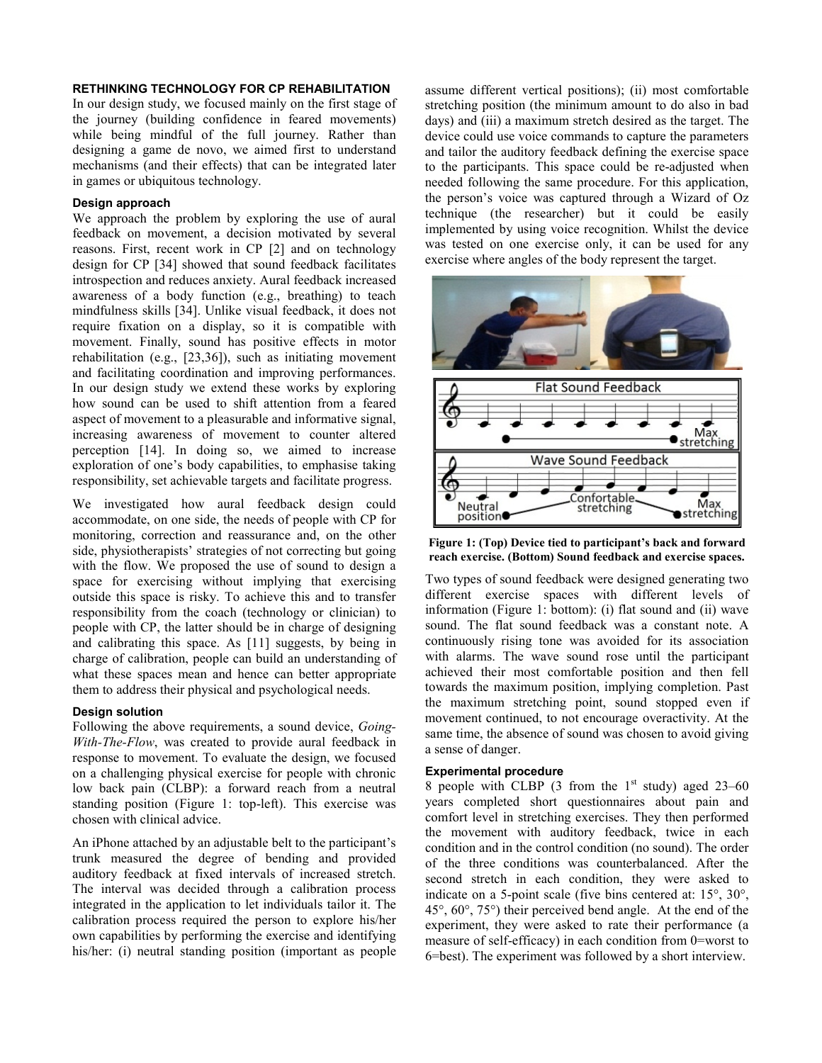## RETHINKING TECHNOLOGY FOR CP REHABILITATION

In our design study, we focused mainly on the first stage of the journey (building confidence in feared movements) while being mindful of the full journey. Rather than designing a game de novo, we aimed first to understand mechanisms (and their effects) that can be integrated later in games or ubiquitous technology.

### Design approach

We approach the problem by exploring the use of aural feedback on movement, a decision motivated by several reasons. First, recent work in CP [2] and on technology design for CP [34] showed that sound feedback facilitates introspection and reduces anxiety. Aural feedback increased awareness of a body function (e.g., breathing) to teach mindfulness skills [34]. Unlike visual feedback, it does not require fixation on a display, so it is compatible with movement. Finally, sound has positive effects in motor rehabilitation (e.g., [23,36]), such as initiating movement and facilitating coordination and improving performances. In our design study we extend these works by exploring how sound can be used to shift attention from a feared aspect of movement to a pleasurable and informative signal, increasing awareness of movement to counter altered perception [14]. In doing so, we aimed to increase exploration of one's body capabilities, to emphasise taking responsibility, set achievable targets and facilitate progress.

We investigated how aural feedback design could accommodate, on one side, the needs of people with CP for monitoring, correction and reassurance and, on the other side, physiotherapists' strategies of not correcting but going with the flow. We proposed the use of sound to design a space for exercising without implying that exercising outside this space is risky. To achieve this and to transfer responsibility from the coach (technology or clinician) to people with CP, the latter should be in charge of designing and calibrating this space. As [11] suggests, by being in charge of calibration, people can build an understanding of what these spaces mean and hence can better appropriate them to address their physical and psychological needs.

### Design solution

Following the above requirements, a sound device, *Going-With-The-Flow*, was created to provide aural feedback in response to movement. To evaluate the design, we focused on a challenging physical exercise for people with chronic low back pain (CLBP): a forward reach from a neutral standing position (Figure 1: top-left). This exercise was chosen with clinical advice.

An iPhone attached by an adjustable belt to the participant's trunk measured the degree of bending and provided auditory feedback at fixed intervals of increased stretch. The interval was decided through a calibration process integrated in the application to let individuals tailor it. The calibration process required the person to explore his/her own capabilities by performing the exercise and identifying his/her: (i) neutral standing position (important as people assume different vertical positions); (ii) most comfortable stretching position (the minimum amount to do also in bad days) and (iii) a maximum stretch desired as the target. The device could use voice commands to capture the parameters and tailor the auditory feedback defining the exercise space to the participants. This space could be re-adjusted when needed following the same procedure. For this application, the person's voice was captured through a Wizard of Oz technique (the researcher) but it could be easily implemented by using voice recognition. Whilst the device was tested on one exercise only, it can be used for any exercise where angles of the body represent the target.

Flat Sound Feedback

Max stretching

Wave Sound Feedback

Neutral position

Confortable stretching

Max stretching

**Figure 1: (Top) Device tied to participant's back and forward reach exercise. (Bottom) Sound feedback and exercise spaces.**

Two types of sound feedback were designed generating two different exercise spaces with different levels of information (Figure 1: bottom): (i) flat sound and (ii) wave sound. The flat sound feedback was a constant note. A continuously rising tone was avoided for its association with alarms. The wave sound rose until the participant achieved their most comfortable position and then fell towards the maximum position, implying completion. Past the maximum stretching point, sound stopped even if movement continued, to not encourage overactivity. At the same time, the absence of sound was chosen to avoid giving a sense of danger.

### Experimental procedure

8 people with CLBP (3 from the 1st study) aged 23–60 years completed short questionnaires about pain and comfort level in stretching exercises. They then performed the movement with auditory feedback, twice in each condition and in the control condition (no sound). The order of the three conditions was counterbalanced. After the second stretch in each condition, they were asked to indicate on a 5-point scale (five bins centered at: 15°, 30°, 45°, 60°, 75°) their perceived bend angle. At the end of the experiment, they were asked to rate their performance (a measure of self-efficacy) in each condition from 0=worst to 6=best). The experiment was followed by a short interview.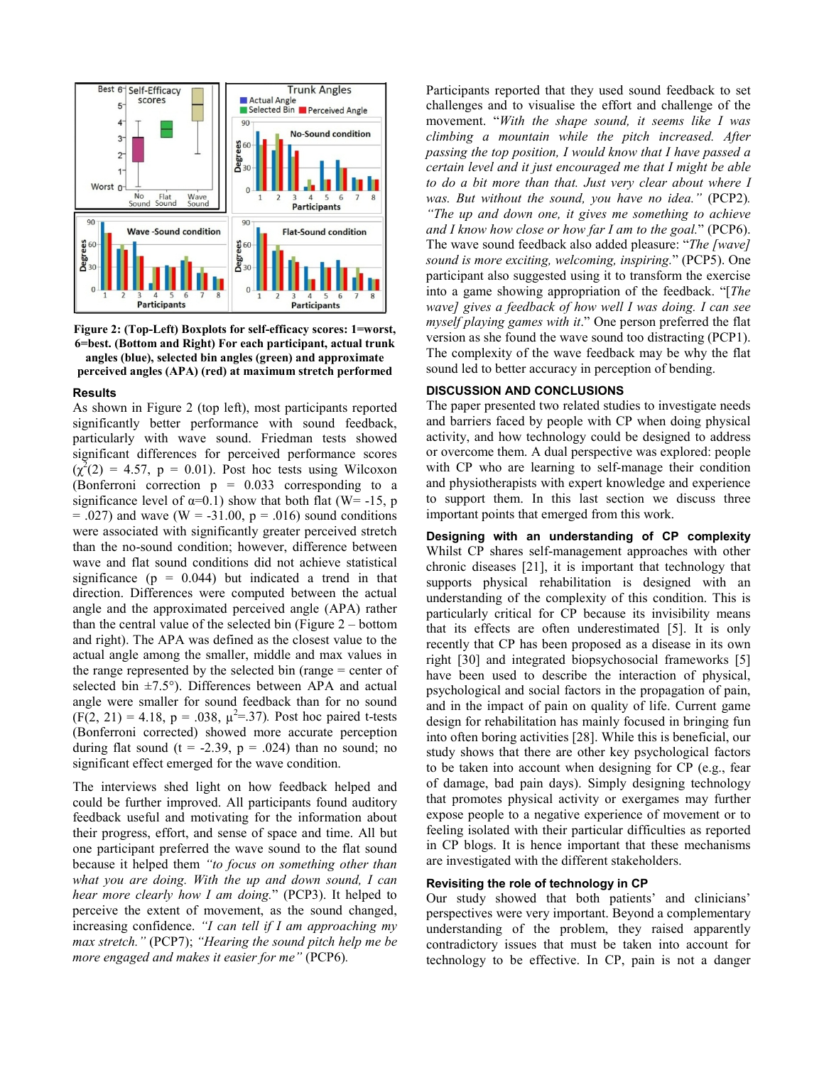Figure 2: (Top-Left) Boxplots for self-efficacy scores: 1=worst, 6=best. (Bottom and Right) For each participant, actual trunk angles (blue), selected bin angles (green) and approximate perceived angles (APA) (red) at maximum stretch performed

### Results

As shown in Figure 2 (top left), most participants reported significantly better performance with sound feedback, particularly with wave sound. Friedman tests showed significant differences for perceived performance scores ($\chi^2(2)$ = 4.57, p = 0.01). Post hoc tests using Wilcoxon (Bonferroni correction p = 0.033 corresponding to a significance level of $\alpha$=0.1) show that both flat (W= -15, p = .027) and wave (W = -31.00, p = .016) sound conditions were associated with significantly greater perceived stretch than the no-sound condition; however, difference between wave and flat sound conditions did not achieve statistical significance (p = 0.044) but indicated a trend in that direction. Differences were computed between the actual angle and the approximated perceived angle (APA) rather than the central value of the selected bin (Figure 2 – bottom and right). The APA was defined as the closest value to the actual angle among the smaller, middle and max values in the range represented by the selected bin (range = center of selected bin ±7.5°). Differences between APA and actual angle were smaller for sound feedback than for no sound (F(2, 21) = 4.18, p = .038, $\mu^2$=.37). Post hoc paired t-tests (Bonferroni corrected) showed more accurate perception during flat sound (t = -2.39, p = .024) than no sound; no significant effect emerged for the wave condition.

The interviews shed light on how feedback helped and could be further improved. All participants found auditory feedback useful and motivating for the information about their progress, effort, and sense of space and time. All but one participant preferred the wave sound to the flat sound because it helped them *"to focus on something other than what you are doing. With the up and down sound, I can hear more clearly how I am doing.*" (PCP3). It helped to perceive the extent of movement, as the sound changed, increasing confidence. *"I can tell if I am approaching my max stretch."* (PCP7); *"Hearing the sound pitch help me be more engaged and makes it easier for me"* (PCP6).

Participants reported that they used sound feedback to set challenges and to visualise the effort and challenge of the movement. "*With the shape sound, it seems like I was climbing a mountain while the pitch increased. After passing the top position, I would know that I have passed a certain level and it just encouraged me that I might be able to do a bit more than that. Just very clear about where I was. But without the sound, you have no idea."* (PCP2). *"The up and down one, it gives me something to achieve and I know how close or how far I am to the goal.*" (PCP6). The wave sound feedback also added pleasure: "*The [wave] sound is more exciting, welcoming, inspiring.*" (PCP5). One participant also suggested using it to transform the exercise into a game showing appropriation of the feedback. "[*The wave] gives a feedback of how well I was doing. I can see myself playing games with it*." One person preferred the flat version as she found the wave sound too distracting (PCP1). The complexity of the wave feedback may be why the flat sound led to better accuracy in perception of bending.

## DISCUSSION AND CONCLUSIONS

The paper presented two related studies to investigate needs and barriers faced by people with CP when doing physical activity, and how technology could be designed to address or overcome them. A dual perspective was explored: people with CP who are learning to self-manage their condition and physiotherapists with expert knowledge and experience to support them. In this last section we discuss three important points that emerged from this work.

### Designing with an understanding of CP complexity

Whilst CP shares self-management approaches with other chronic diseases [21], it is important that technology that supports physical rehabilitation is designed with an understanding of the complexity of this condition. This is particularly critical for CP because its invisibility means that its effects are often underestimated [5]. It is only recently that CP has been proposed as a disease in its own right [30] and integrated biopsychosocial frameworks [5] have been used to describe the interaction of physical, psychological and social factors in the propagation of pain, and in the impact of pain on quality of life. Current game design for rehabilitation has mainly focused in bringing fun into often boring activities [28]. While this is beneficial, our study shows that there are other key psychological factors to be taken into account when designing for CP (e.g., fear of damage, bad pain days). Simply designing technology that promotes physical activity or exergames may further expose people to a negative experience of movement or to feeling isolated with their particular difficulties as reported in CP blogs. It is hence important that these mechanisms are investigated with the different stakeholders.

### Revisiting the role of technology in CP

Our study showed that both patients' and clinicians' perspectives were very important. Beyond a complementary understanding of the problem, they raised apparently contradictory issues that must be taken into account for technology to be effective. In CP, pain is not a danger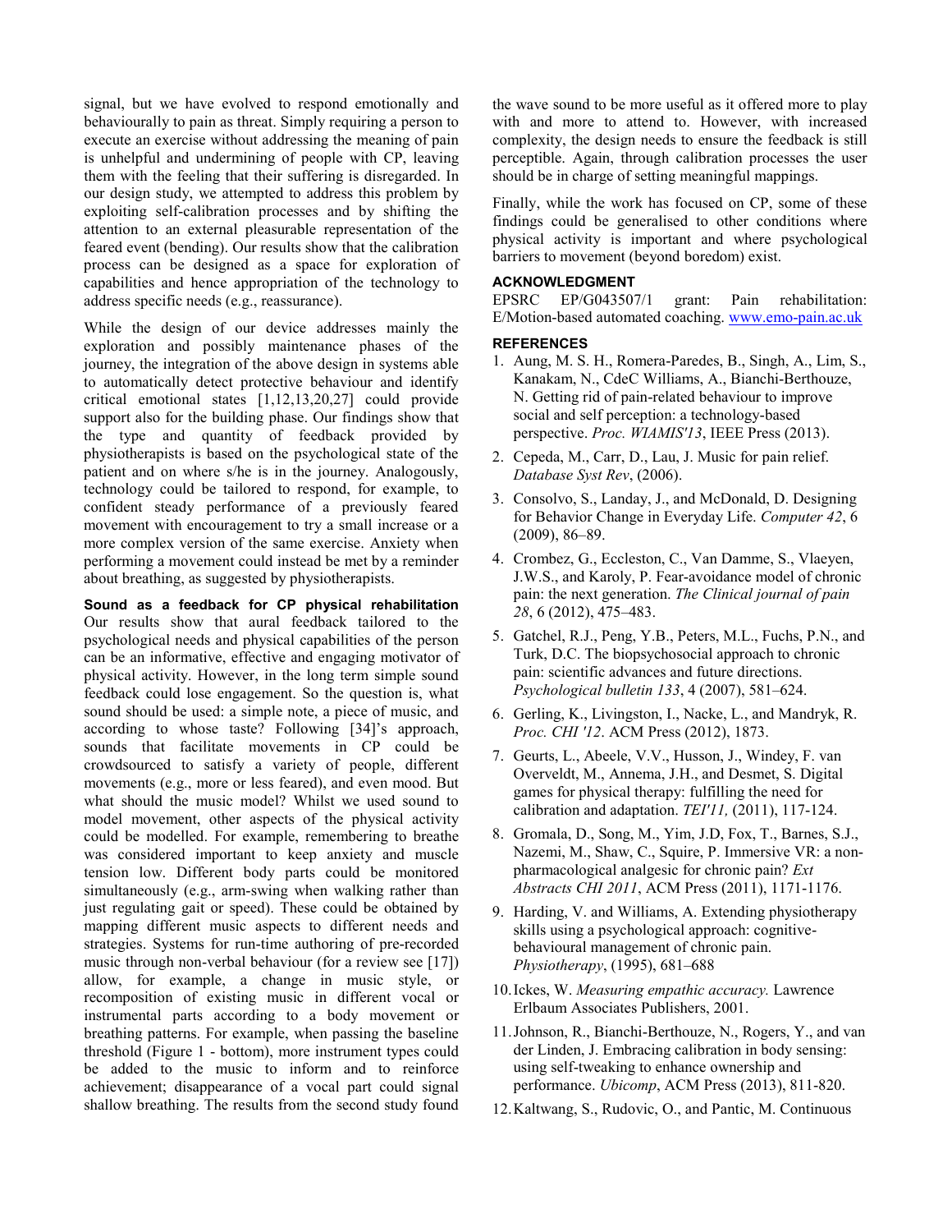signal, but we have evolved to respond emotionally and behaviourally to pain as threat. Simply requiring a person to execute an exercise without addressing the meaning of pain is unhelpful and undermining of people with CP, leaving them with the feeling that their suffering is disregarded. In our design study, we attempted to address this problem by exploiting self-calibration processes and by shifting the attention to an external pleasurable representation of the feared event (bending). Our results show that the calibration process can be designed as a space for exploration of capabilities and hence appropriation of the technology to address specific needs (e.g., reassurance).

While the design of our device addresses mainly the exploration and possibly maintenance phases of the journey, the integration of the above design in systems able to automatically detect protective behaviour and identify critical emotional states [1,12,13,20,27] could provide support also for the building phase. Our findings show that the type and quantity of feedback provided by physiotherapists is based on the psychological state of the patient and on where s/he is in the journey. Analogously, technology could be tailored to respond, for example, to confident steady performance of a previously feared movement with encouragement to try a small increase or a more complex version of the same exercise. Anxiety when performing a movement could instead be met by a reminder about breathing, as suggested by physiotherapists.

**Sound as a feedback for CP physical rehabilitation**
Our results show that aural feedback tailored to the psychological needs and physical capabilities of the person can be an informative, effective and engaging motivator of physical activity. However, in the long term simple sound feedback could lose engagement. So the question is, what sound should be used: a simple note, a piece of music, and according to whose taste? Following [34]'s approach, sounds that facilitate movements in CP could be crowdsourced to satisfy a variety of people, different movements (e.g., more or less feared), and even mood. But what should the music model? Whilst we used sound to model movement, other aspects of the physical activity could be modelled. For example, remembering to breathe was considered important to keep anxiety and muscle tension low. Different body parts could be monitored simultaneously (e.g., arm-swing when walking rather than just regulating gait or speed). These could be obtained by mapping different music aspects to different needs and strategies. Systems for run-time authoring of pre-recorded music through non-verbal behaviour (for a review see [17]) allow, for example, a change in music style, or recomposition of existing music in different vocal or instrumental parts according to a body movement or breathing patterns. For example, when passing the baseline threshold (Figure 1 - bottom), more instrument types could be added to the music to inform and to reinforce achievement; disappearance of a vocal part could signal shallow breathing. The results from the second study found the wave sound to be more useful as it offered more to play with and more to attend to. However, with increased complexity, the design needs to ensure the feedback is still perceptible. Again, through calibration processes the user should be in charge of setting meaningful mappings.

Finally, while the work has focused on CP, some of these findings could be generalised to other conditions where physical activity is important and where psychological barriers to movement (beyond boredom) exist.

## ACKNOWLEDGMENT

EPSRC EP/G043507/1 grant: Pain rehabilitation: E/Motion-based automated coaching. www.emo-pain.ac.uk

## REFERENCES

1. Aung, M. S. H., Romera-Paredes, B., Singh, A., Lim, S., Kanakam, N., CdeC Williams, A., Bianchi-Berthouze, N. Getting rid of pain-related behaviour to improve social and self perception: a technology-based perspective. *Proc. WIAMIS'13*, IEEE Press (2013).
2. Cepeda, M., Carr, D., Lau, J. Music for pain relief. *Database Syst Rev*, (2006).
3. Consolvo, S., Landay, J., and McDonald, D. Designing for Behavior Change in Everyday Life. *Computer 42*, 6 (2009), 86–89.
4. Crombez, G., Eccleston, C., Van Damme, S., Vlaeyen, J.W.S., and Karoly, P. Fear-avoidance model of chronic pain: the next generation. *The Clinical journal of pain 28*, 6 (2012), 475–483.
5. Gatchel, R.J., Peng, Y.B., Peters, M.L., Fuchs, P.N., and Turk, D.C. The biopsychosocial approach to chronic pain: scientific advances and future directions. *Psychological bulletin 133*, 4 (2007), 581–624.
6. Gerling, K., Livingston, I., Nacke, L., and Mandryk, R. *Proc. CHI '12*. ACM Press (2012), 1873.
7. Geurts, L., Abeele, V.V., Husson, J., Windey, F. van Overveldt, M., Annema, J.H., and Desmet, S. Digital games for physical therapy: fulfilling the need for calibration and adaptation. *TEI'11,* (2011), 117-124.
8. Gromala, D., Song, M., Yim, J.D, Fox, T., Barnes, S.J., Nazemi, M., Shaw, C., Squire, P. Immersive VR: a non-pharmacological analgesic for chronic pain? *Ext Abstracts CHI 2011*, ACM Press (2011), 1171-1176.
9. Harding, V. and Williams, A. Extending physiotherapy skills using a psychological approach: cognitive-behavioural management of chronic pain. *Physiotherapy*, (1995), 681–688
10. Ickes, W. *Measuring empathic accuracy.* Lawrence Erlbaum Associates Publishers, 2001.
11. Johnson, R., Bianchi-Berthouze, N., Rogers, Y., and van der Linden, J. Embracing calibration in body sensing: using self-tweaking to enhance ownership and performance. *Ubicomp*, ACM Press (2013), 811-820.
12. Kaltwang, S., Rudovic, O., and Pantic, M. Continuous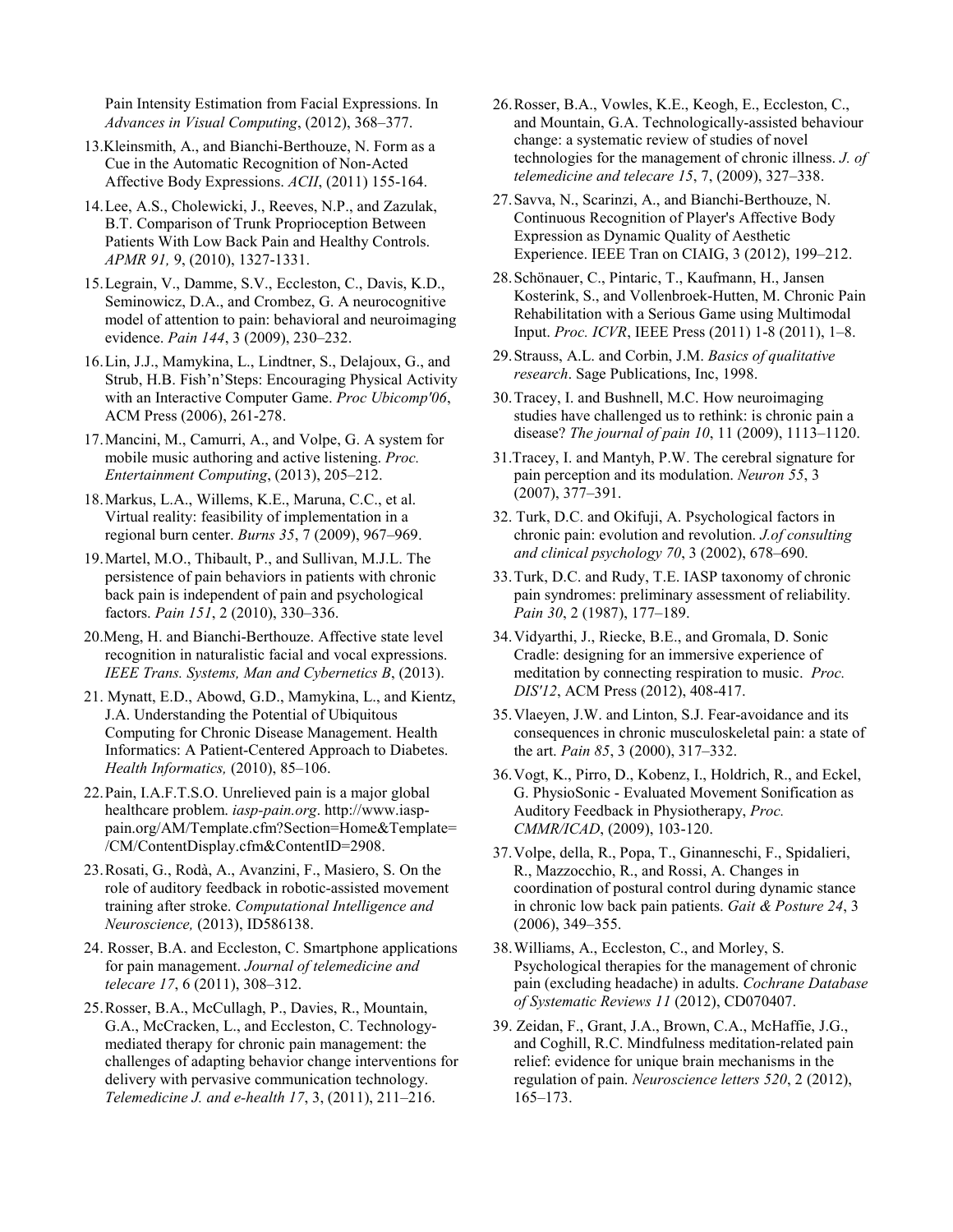Pain Intensity Estimation from Facial Expressions. In *Advances in Visual Computing*, (2012), 368–377.

13. Kleinsmith, A., and Bianchi-Berthouze, N. Form as a Cue in the Automatic Recognition of Non-Acted Affective Body Expressions. *ACII*, (2011) 155-164.

14. Lee, A.S., Cholewicki, J., Reeves, N.P., and Zazulak, B.T. Comparison of Trunk Proprioception Between Patients With Low Back Pain and Healthy Controls. *APMR 91,* 9, (2010), 1327-1331.

15. Legrain, V., Damme, S.V., Eccleston, C., Davis, K.D., Seminowicz, D.A., and Crombez, G. A neurocognitive model of attention to pain: behavioral and neuroimaging evidence. *Pain 144*, 3 (2009), 230–232.

16. Lin, J.J., Mamykina, L., Lindtner, S., Delajoux, G., and Strub, H.B. Fish'n'Steps: Encouraging Physical Activity with an Interactive Computer Game. *Proc Ubicomp'06*, ACM Press (2006), 261-278.

17. Mancini, M., Camurri, A., and Volpe, G. A system for mobile music authoring and active listening. *Proc. Entertainment Computing*, (2013), 205–212.

18. Markus, L.A., Willems, K.E., Maruna, C.C., et al. Virtual reality: feasibility of implementation in a regional burn center. *Burns 35*, 7 (2009), 967–969.

19. Martel, M.O., Thibault, P., and Sullivan, M.J.L. The persistence of pain behaviors in patients with chronic back pain is independent of pain and psychological factors. *Pain 151*, 2 (2010), 330–336.

20. Meng, H. and Bianchi-Berthouze. Affective state level recognition in naturalistic facial and vocal expressions. *IEEE Trans. Systems, Man and Cybernetics B*, (2013).

21. Mynatt, E.D., Abowd, G.D., Mamykina, L., and Kientz, J.A. Understanding the Potential of Ubiquitous Computing for Chronic Disease Management. Health Informatics: A Patient-Centered Approach to Diabetes. *Health Informatics,* (2010), 85–106.

22. Pain, I.A.F.T.S.O. Unrelieved pain is a major global healthcare problem. *iasp-pain.org*. http://www.iasp-pain.org/AM/Template.cfm?Section=Home&Template=/CM/ContentDisplay.cfm&ContentID=2908.

23. Rosati, G., Rodà, A., Avanzini, F., Masiero, S. On the role of auditory feedback in robotic-assisted movement training after stroke. *Computational Intelligence and Neuroscience,* (2013), ID586138.

24. Rosser, B.A. and Eccleston, C. Smartphone applications for pain management. *Journal of telemedicine and telecare 17*, 6 (2011), 308–312.

25. Rosser, B.A., McCullagh, P., Davies, R., Mountain, G.A., McCracken, L., and Eccleston, C. Technology-mediated therapy for chronic pain management: the challenges of adapting behavior change interventions for delivery with pervasive communication technology. *Telemedicine J. and e-health 17*, 3, (2011), 211–216.

26. Rosser, B.A., Vowles, K.E., Keogh, E., Eccleston, C., and Mountain, G.A. Technologically-assisted behaviour change: a systematic review of studies of novel technologies for the management of chronic illness. *J. of telemedicine and telecare 15*, 7, (2009), 327–338.

27. Savva, N., Scarinzi, A., and Bianchi-Berthouze, N. Continuous Recognition of Player's Affective Body Expression as Dynamic Quality of Aesthetic Experience. IEEE Tran on CIAIG, 3 (2012), 199–212.

28. Schönauer, C., Pintaric, T., Kaufmann, H., Jansen Kosterink, S., and Vollenbroek-Hutten, M. Chronic Pain Rehabilitation with a Serious Game using Multimodal Input. *Proc. ICVR*, IEEE Press (2011) 1-8 (2011), 1–8.

29. Strauss, A.L. and Corbin, J.M. *Basics of qualitative research*. Sage Publications, Inc, 1998.

30. Tracey, I. and Bushnell, M.C. How neuroimaging studies have challenged us to rethink: is chronic pain a disease? *The journal of pain 10*, 11 (2009), 1113–1120.

31. Tracey, I. and Mantyh, P.W. The cerebral signature for pain perception and its modulation. *Neuron 55*, 3 (2007), 377–391.

32. Turk, D.C. and Okifuji, A. Psychological factors in chronic pain: evolution and revolution. *J.of consulting and clinical psychology 70*, 3 (2002), 678–690.

33. Turk, D.C. and Rudy, T.E. IASP taxonomy of chronic pain syndromes: preliminary assessment of reliability. *Pain 30*, 2 (1987), 177–189.

34. Vidyarthi, J., Riecke, B.E., and Gromala, D. Sonic Cradle: designing for an immersive experience of meditation by connecting respiration to music. *Proc. DIS'12*, ACM Press (2012), 408-417.

35. Vlaeyen, J.W. and Linton, S.J. Fear-avoidance and its consequences in chronic musculoskeletal pain: a state of the art. *Pain 85*, 3 (2000), 317–332.

36. Vogt, K., Pirro, D., Kobenz, I., Holdrich, R., and Eckel, G. PhysioSonic - Evaluated Movement Sonification as Auditory Feedback in Physiotherapy, *Proc. CMMR/ICAD*, (2009), 103-120.

37. Volpe, della, R., Popa, T., Ginanneschi, F., Spidalieri, R., Mazzocchio, R., and Rossi, A. Changes in coordination of postural control during dynamic stance in chronic low back pain patients. *Gait & Posture 24*, 3 (2006), 349–355.

38. Williams, A., Eccleston, C., and Morley, S. Psychological therapies for the management of chronic pain (excluding headache) in adults. *Cochrane Database of Systematic Reviews 11* (2012), CD070407.

39. Zeidan, F., Grant, J.A., Brown, C.A., McHaffie, J.G., and Coghill, R.C. Mindfulness meditation-related pain relief: evidence for unique brain mechanisms in the regulation of pain. *Neuroscience letters 520*, 2 (2012), 165–173.